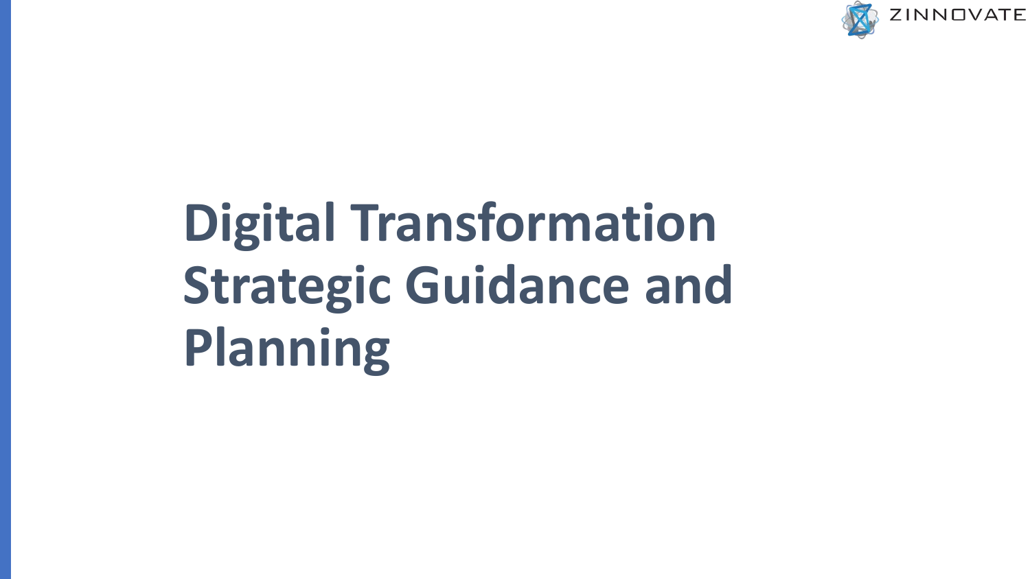# Digital Transformation Strategic Guidance and Planning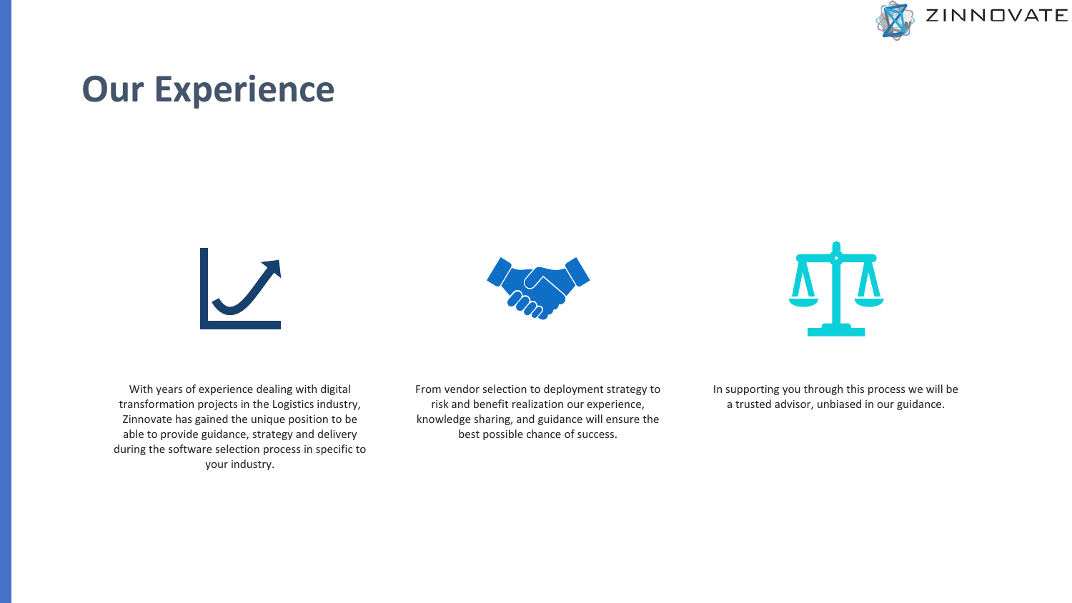# Our Experience

With years of experience dealing with digital transformation projects in the Logistics industry, Zinnovate has gained the unique position to be able to provide guidance, strategy and delivery during the software selection process in specific to your industry.

From vendor selection to deployment strategy to risk and benefit realization our experience, knowledge sharing, and guidance will ensure the best possible chance of success.

In supporting you through this process we will be a trusted advisor, unbiased in our guidance.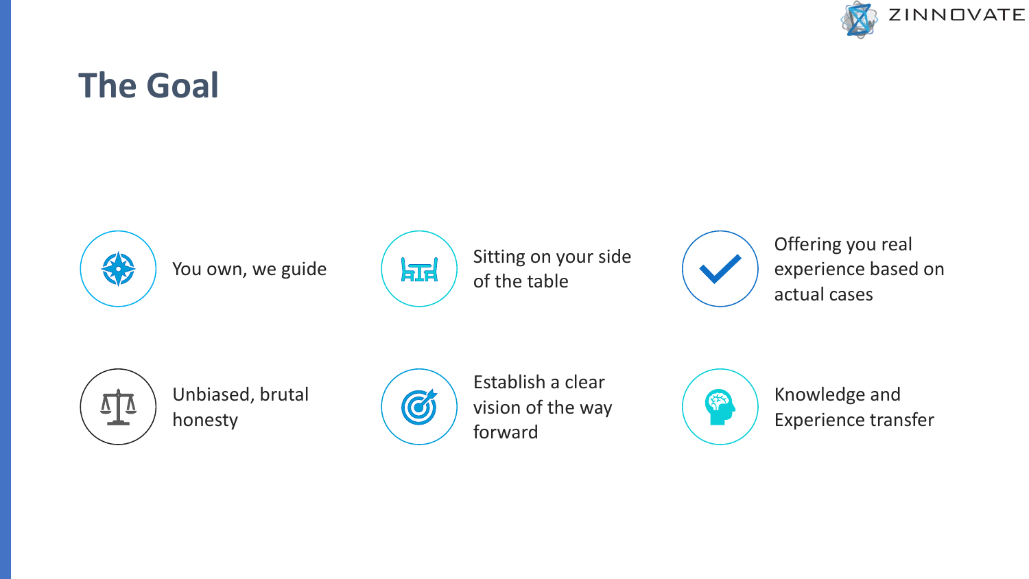# The Goal

- You own, we guide
- Sitting on your side of the table
- Offering you real experience based on actual cases
- Unbiased, brutal honesty
- Establish a clear vision of the way forward
- Knowledge and Experience transfer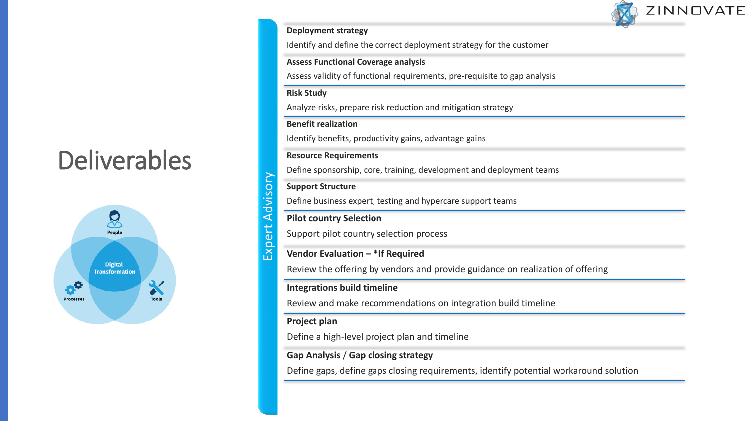# Deliverables

## Expert Advisory

**Deployment strategy**
Identify and define the correct deployment strategy for the customer

**Assess Functional Coverage analysis**
Assess validity of functional requirements, pre-requisite to gap analysis

**Risk Study**
Analyze risks, prepare risk reduction and mitigation strategy

**Benefit realization**
Identify benefits, productivity gains, advantage gains

**Resource Requirements**
Define sponsorship, core, training, development and deployment teams

**Support Structure**
Define business expert, testing and hypercare support teams

**Pilot country Selection**
Support pilot country selection process

**Vendor Evaluation – *If Required**
Review the offering by vendors and provide guidance on realization of offering

**Integrations build timeline**
Review and make recommendations on integration build timeline

**Project plan**
Define a high-level project plan and timeline

**Gap Analysis / Gap closing strategy**
Define gaps, define gaps closing requirements, identify potential workaround solution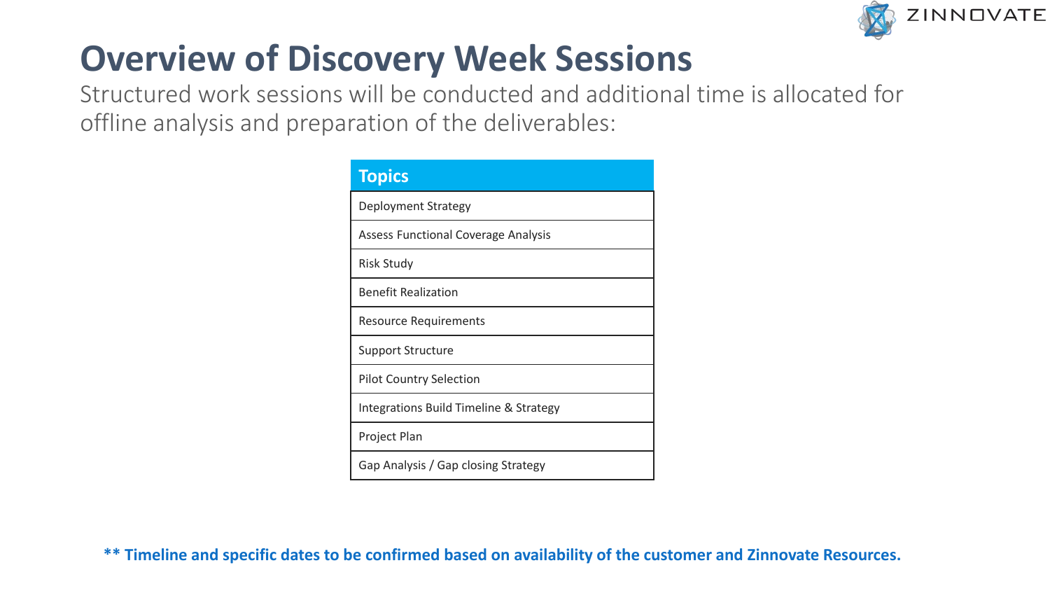# Overview of Discovery Week Sessions

Structured work sessions will be conducted and additional time is allocated for offline analysis and preparation of the deliverables:

| Topics |
| --- |
| Deployment Strategy |
| Assess Functional Coverage Analysis |
| Risk Study |
| Benefit Realization |
| Resource Requirements |
| Support Structure |
| Pilot Country Selection |
| Integrations Build Timeline & Strategy |
| Project Plan |
| Gap Analysis / Gap closing Strategy |

**** Timeline and specific dates to be confirmed based on availability of the customer and Zinnovate Resources.**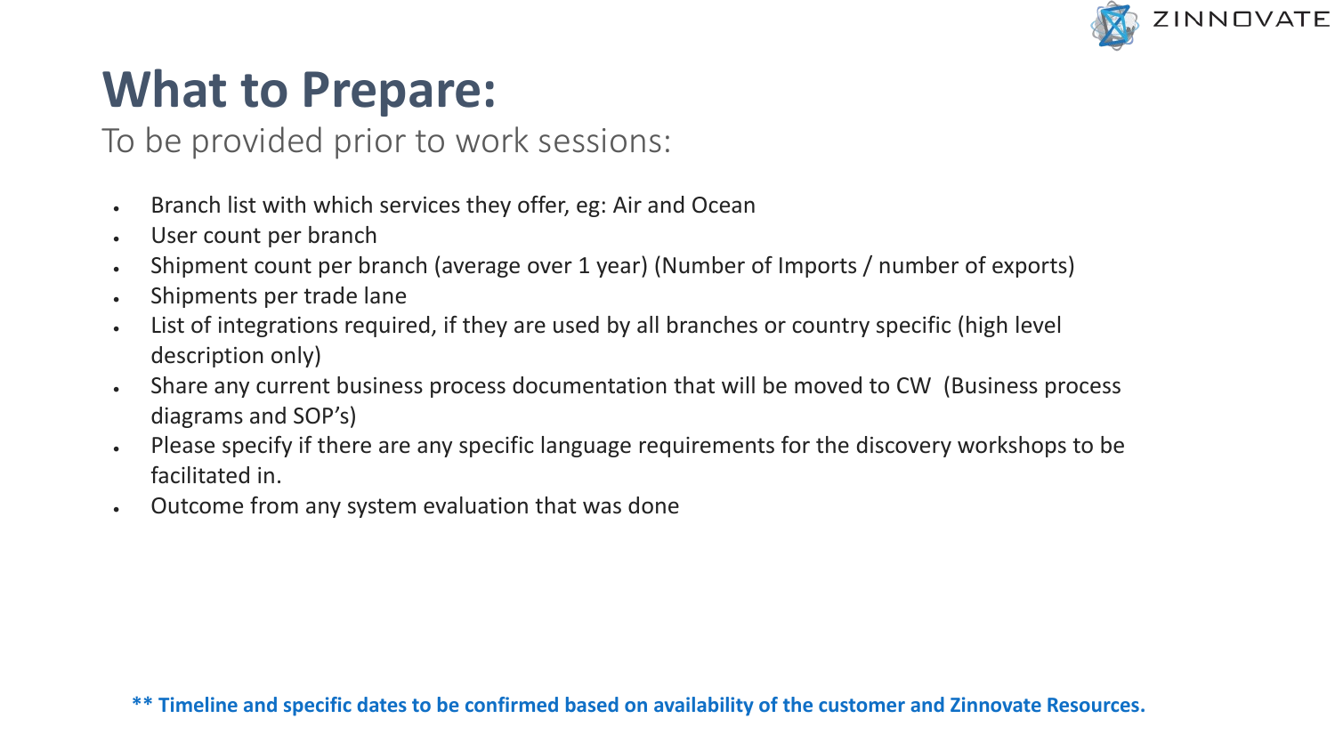# What to Prepare:

To be provided prior to work sessions:

- Branch list with which services they offer, eg: Air and Ocean
- User count per branch
- Shipment count per branch (average over 1 year) (Number of Imports / number of exports)
- Shipments per trade lane
- List of integrations required, if they are used by all branches or country specific (high level description only)
- Share any current business process documentation that will be moved to CW (Business process diagrams and SOP's)
- Please specify if there are any specific language requirements for the discovery workshops to be facilitated in.
- Outcome from any system evaluation that was done

**** Timeline and specific dates to be confirmed based on availability of the customer and Zinnovate Resources.**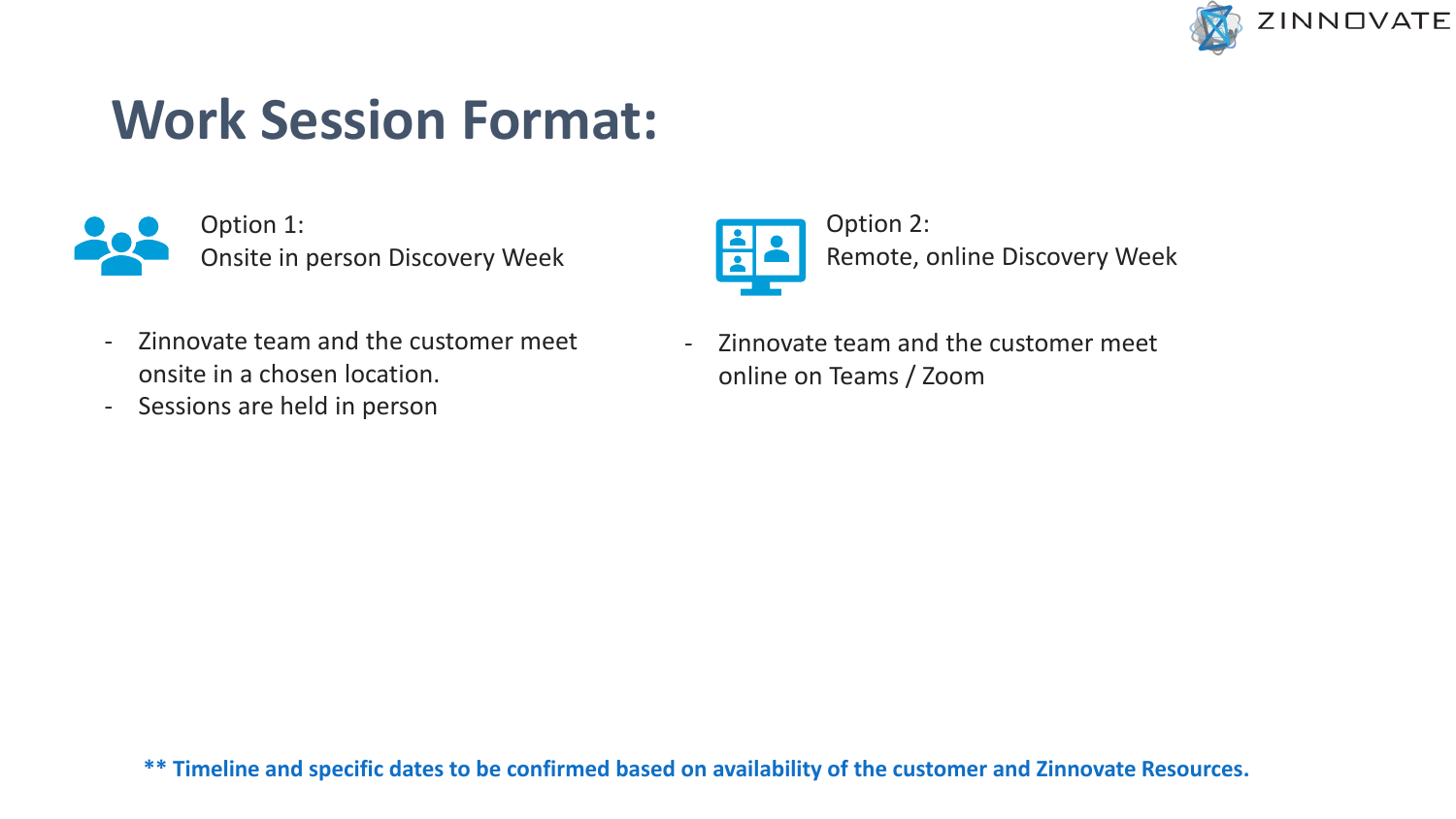# Work Session Format:

Option 1:
Onsite in person Discovery Week

- Zinnovate team and the customer meet onsite in a chosen location.
- Sessions are held in person

Option 2:
Remote, online Discovery Week

- Zinnovate team and the customer meet online on Teams / Zoom

**** Timeline and specific dates to be confirmed based on availability of the customer and Zinnovate Resources.**